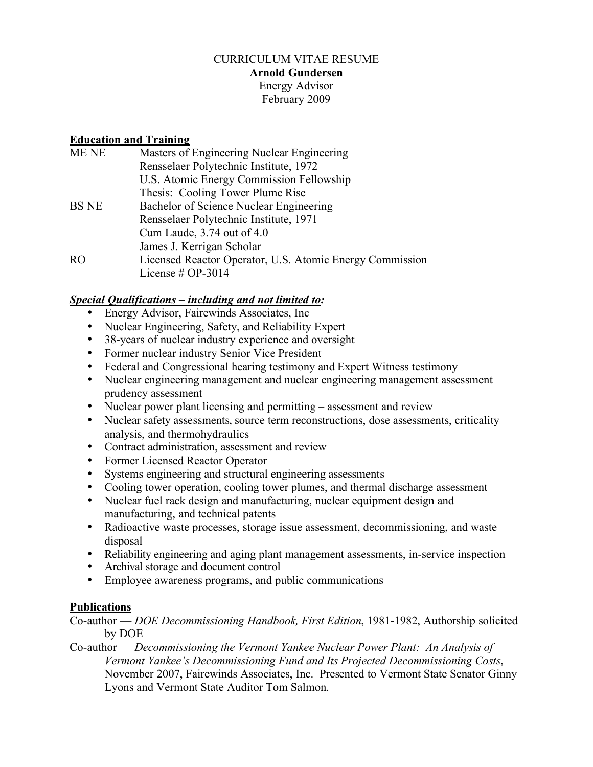CURRICULUM VITAE RESUME
**Arnold Gundersen**
Energy Advisor
February 2009

## Education and Training

| | |
|---|---|
| ME NE | Masters of Engineering Nuclear Engineering<br>Rensselaer Polytechnic Institute, 1972<br>U.S. Atomic Energy Commission Fellowship<br>Thesis: Cooling Tower Plume Rise |
| BS NE | Bachelor of Science Nuclear Engineering<br>Rensselaer Polytechnic Institute, 1971<br>Cum Laude, 3.74 out of 4.0<br>James J. Kerrigan Scholar |
| RO | Licensed Reactor Operator, U.S. Atomic Energy Commission<br>License # OP-3014 |

## ***Special Qualifications – including and not limited to:***

- Energy Advisor, Fairewinds Associates, Inc
- Nuclear Engineering, Safety, and Reliability Expert
- 38-years of nuclear industry experience and oversight
- Former nuclear industry Senior Vice President
- Federal and Congressional hearing testimony and Expert Witness testimony
- Nuclear engineering management and nuclear engineering management assessment prudency assessment
- Nuclear power plant licensing and permitting – assessment and review
- Nuclear safety assessments, source term reconstructions, dose assessments, criticality analysis, and thermohydraulics
- Contract administration, assessment and review
- Former Licensed Reactor Operator
- Systems engineering and structural engineering assessments
- Cooling tower operation, cooling tower plumes, and thermal discharge assessment
- Nuclear fuel rack design and manufacturing, nuclear equipment design and manufacturing, and technical patents
- Radioactive waste processes, storage issue assessment, decommissioning, and waste disposal
- Reliability engineering and aging plant management assessments, in-service inspection
- Archival storage and document control
- Employee awareness programs, and public communications

## Publications

Co-author — *DOE Decommissioning Handbook, First Edition*, 1981-1982, Authorship solicited by DOE

Co-author — *Decommissioning the Vermont Yankee Nuclear Power Plant: An Analysis of Vermont Yankee's Decommissioning Fund and Its Projected Decommissioning Costs*, November 2007, Fairewinds Associates, Inc. Presented to Vermont State Senator Ginny Lyons and Vermont State Auditor Tom Salmon.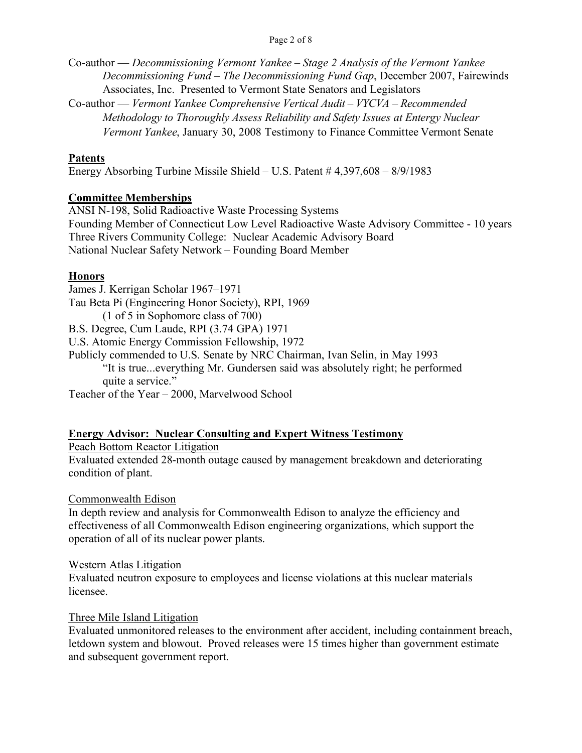Co-author — *Decommissioning Vermont Yankee – Stage 2 Analysis of the Vermont Yankee Decommissioning Fund – The Decommissioning Fund Gap*, December 2007, Fairewinds Associates, Inc. Presented to Vermont State Senators and Legislators

Co-author — *Vermont Yankee Comprehensive Vertical Audit – VYCVA – Recommended Methodology to Thoroughly Assess Reliability and Safety Issues at Entergy Nuclear Vermont Yankee*, January 30, 2008 Testimony to Finance Committee Vermont Senate

## Patents

Energy Absorbing Turbine Missile Shield – U.S. Patent # 4,397,608 – 8/9/1983

## Committee Memberships

ANSI N-198, Solid Radioactive Waste Processing Systems
Founding Member of Connecticut Low Level Radioactive Waste Advisory Committee - 10 years
Three Rivers Community College: Nuclear Academic Advisory Board
National Nuclear Safety Network – Founding Board Member

## Honors

James J. Kerrigan Scholar 1967–1971
Tau Beta Pi (Engineering Honor Society), RPI, 1969
(1 of 5 in Sophomore class of 700)
B.S. Degree, Cum Laude, RPI (3.74 GPA) 1971
U.S. Atomic Energy Commission Fellowship, 1972
Publicly commended to U.S. Senate by NRC Chairman, Ivan Selin, in May 1993
"It is true...everything Mr. Gundersen said was absolutely right; he performed quite a service."
Teacher of the Year – 2000, Marvelwood School

## Energy Advisor: Nuclear Consulting and Expert Witness Testimony

Peach Bottom Reactor Litigation

Evaluated extended 28-month outage caused by management breakdown and deteriorating condition of plant.

Commonwealth Edison

In depth review and analysis for Commonwealth Edison to analyze the efficiency and effectiveness of all Commonwealth Edison engineering organizations, which support the operation of all of its nuclear power plants.

Western Atlas Litigation

Evaluated neutron exposure to employees and license violations at this nuclear materials licensee.

Three Mile Island Litigation

Evaluated unmonitored releases to the environment after accident, including containment breach, letdown system and blowout. Proved releases were 15 times higher than government estimate and subsequent government report.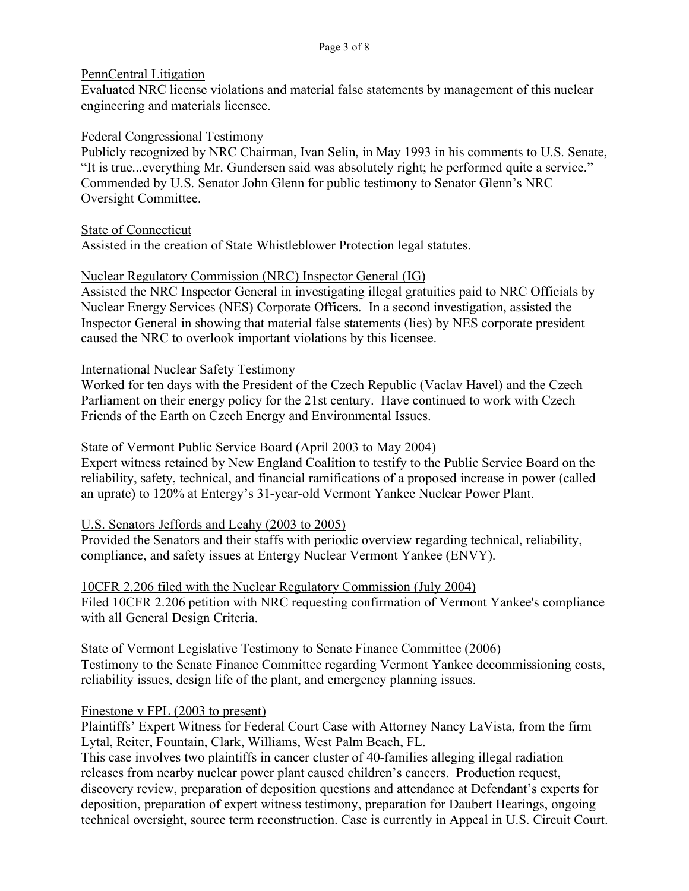PennCentral Litigation

Evaluated NRC license violations and material false statements by management of this nuclear engineering and materials licensee.

Federal Congressional Testimony

Publicly recognized by NRC Chairman, Ivan Selin, in May 1993 in his comments to U.S. Senate, “It is true...everything Mr. Gundersen said was absolutely right; he performed quite a service.” Commended by U.S. Senator John Glenn for public testimony to Senator Glenn’s NRC Oversight Committee.

State of Connecticut

Assisted in the creation of State Whistleblower Protection legal statutes.

Nuclear Regulatory Commission (NRC) Inspector General (IG)

Assisted the NRC Inspector General in investigating illegal gratuities paid to NRC Officials by Nuclear Energy Services (NES) Corporate Officers. In a second investigation, assisted the Inspector General in showing that material false statements (lies) by NES corporate president caused the NRC to overlook important violations by this licensee.

International Nuclear Safety Testimony

Worked for ten days with the President of the Czech Republic (Vaclav Havel) and the Czech Parliament on their energy policy for the 21st century. Have continued to work with Czech Friends of the Earth on Czech Energy and Environmental Issues.

State of Vermont Public Service Board (April 2003 to May 2004)

Expert witness retained by New England Coalition to testify to the Public Service Board on the reliability, safety, technical, and financial ramifications of a proposed increase in power (called an uprate) to 120% at Entergy’s 31-year-old Vermont Yankee Nuclear Power Plant.

U.S. Senators Jeffords and Leahy (2003 to 2005)

Provided the Senators and their staffs with periodic overview regarding technical, reliability, compliance, and safety issues at Entergy Nuclear Vermont Yankee (ENVY).

10CFR 2.206 filed with the Nuclear Regulatory Commission (July 2004)

Filed 10CFR 2.206 petition with NRC requesting confirmation of Vermont Yankee's compliance with all General Design Criteria.

State of Vermont Legislative Testimony to Senate Finance Committee (2006)

Testimony to the Senate Finance Committee regarding Vermont Yankee decommissioning costs, reliability issues, design life of the plant, and emergency planning issues.

Finestone v FPL (2003 to present)

Plaintiffs’ Expert Witness for Federal Court Case with Attorney Nancy LaVista, from the firm Lytal, Reiter, Fountain, Clark, Williams, West Palm Beach, FL.

This case involves two plaintiffs in cancer cluster of 40-families alleging illegal radiation releases from nearby nuclear power plant caused children’s cancers. Production request, discovery review, preparation of deposition questions and attendance at Defendant’s experts for deposition, preparation of expert witness testimony, preparation for Daubert Hearings, ongoing technical oversight, source term reconstruction. Case is currently in Appeal in U.S. Circuit Court.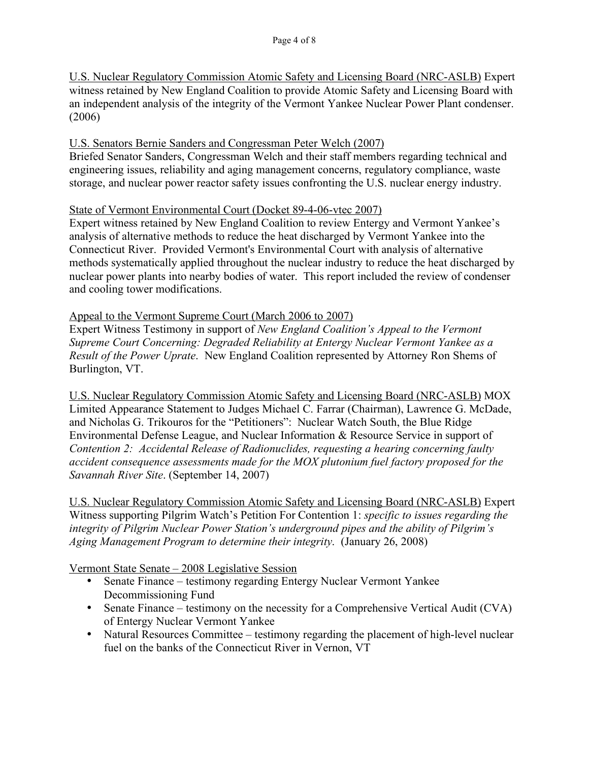<u>U.S. Nuclear Regulatory Commission Atomic Safety and Licensing Board (NRC-ASLB)</u> Expert witness retained by New England Coalition to provide Atomic Safety and Licensing Board with an independent analysis of the integrity of the Vermont Yankee Nuclear Power Plant condenser. (2006)

<u>U.S. Senators Bernie Sanders and Congressman Peter Welch (2007)</u>
Briefed Senator Sanders, Congressman Welch and their staff members regarding technical and engineering issues, reliability and aging management concerns, regulatory compliance, waste storage, and nuclear power reactor safety issues confronting the U.S. nuclear energy industry.

<u>State of Vermont Environmental Court (Docket 89-4-06-vtec 2007)</u>
Expert witness retained by New England Coalition to review Entergy and Vermont Yankee's analysis of alternative methods to reduce the heat discharged by Vermont Yankee into the Connecticut River. Provided Vermont's Environmental Court with analysis of alternative methods systematically applied throughout the nuclear industry to reduce the heat discharged by nuclear power plants into nearby bodies of water. This report included the review of condenser and cooling tower modifications.

<u>Appeal to the Vermont Supreme Court (March 2006 to 2007)</u>
Expert Witness Testimony in support of *New England Coalition's Appeal to the Vermont Supreme Court Concerning: Degraded Reliability at Entergy Nuclear Vermont Yankee as a Result of the Power Uprate*. New England Coalition represented by Attorney Ron Shems of Burlington, VT.

<u>U.S. Nuclear Regulatory Commission Atomic Safety and Licensing Board (NRC-ASLB)</u> MOX Limited Appearance Statement to Judges Michael C. Farrar (Chairman), Lawrence G. McDade, and Nicholas G. Trikouros for the "Petitioners": Nuclear Watch South, the Blue Ridge Environmental Defense League, and Nuclear Information & Resource Service in support of *Contention 2: Accidental Release of Radionuclides, requesting a hearing concerning faulty accident consequence assessments made for the MOX plutonium fuel factory proposed for the Savannah River Site*. (September 14, 2007)

<u>U.S. Nuclear Regulatory Commission Atomic Safety and Licensing Board (NRC-ASLB)</u> Expert Witness supporting Pilgrim Watch's Petition For Contention 1: *specific to issues regarding the integrity of Pilgrim Nuclear Power Station's underground pipes and the ability of Pilgrim's Aging Management Program to determine their integrity*. (January 26, 2008)

<u>Vermont State Senate – 2008 Legislative Session</u>

- Senate Finance – testimony regarding Entergy Nuclear Vermont Yankee Decommissioning Fund
- Senate Finance – testimony on the necessity for a Comprehensive Vertical Audit (CVA) of Entergy Nuclear Vermont Yankee
- Natural Resources Committee – testimony regarding the placement of high-level nuclear fuel on the banks of the Connecticut River in Vernon, VT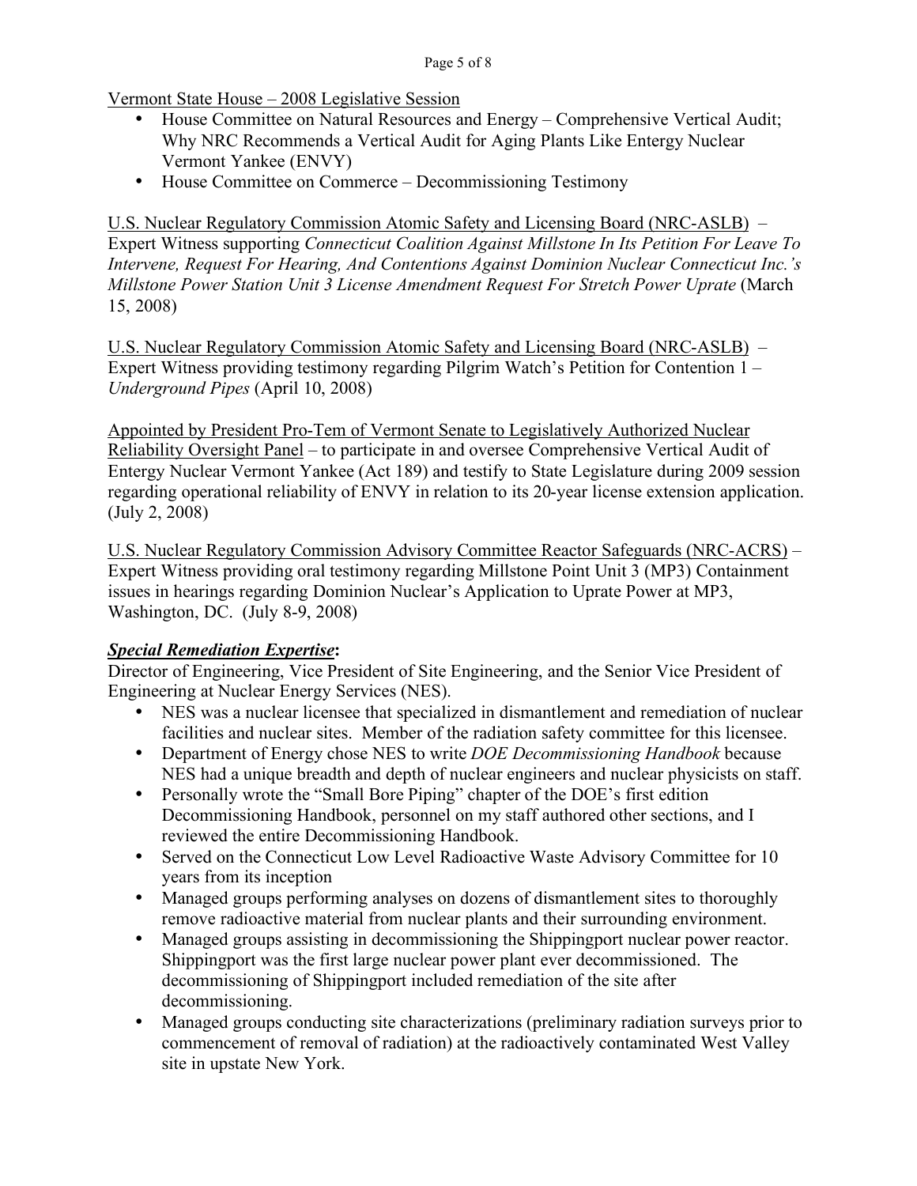<u>Vermont State House – 2008 Legislative Session</u>

- House Committee on Natural Resources and Energy – Comprehensive Vertical Audit; Why NRC Recommends a Vertical Audit for Aging Plants Like Entergy Nuclear Vermont Yankee (ENVY)
- House Committee on Commerce – Decommissioning Testimony

<u>U.S. Nuclear Regulatory Commission Atomic Safety and Licensing Board (NRC-ASLB)</u> – Expert Witness supporting *Connecticut Coalition Against Millstone In Its Petition For Leave To Intervene, Request For Hearing, And Contentions Against Dominion Nuclear Connecticut Inc.'s Millstone Power Station Unit 3 License Amendment Request For Stretch Power Uprate* (March 15, 2008)

<u>U.S. Nuclear Regulatory Commission Atomic Safety and Licensing Board (NRC-ASLB)</u> – Expert Witness providing testimony regarding Pilgrim Watch's Petition for Contention 1 – *Underground Pipes* (April 10, 2008)

<u>Appointed by President Pro-Tem of Vermont Senate to Legislatively Authorized Nuclear Reliability Oversight Panel</u> – to participate in and oversee Comprehensive Vertical Audit of Entergy Nuclear Vermont Yankee (Act 189) and testify to State Legislature during 2009 session regarding operational reliability of ENVY in relation to its 20-year license extension application. (July 2, 2008)

<u>U.S. Nuclear Regulatory Commission Advisory Committee Reactor Safeguards (NRC-ACRS)</u> – Expert Witness providing oral testimony regarding Millstone Point Unit 3 (MP3) Containment issues in hearings regarding Dominion Nuclear's Application to Uprate Power at MP3, Washington, DC. (July 8-9, 2008)

***<u>Special Remediation Expertise</u>*:**

Director of Engineering, Vice President of Site Engineering, and the Senior Vice President of Engineering at Nuclear Energy Services (NES).

- NES was a nuclear licensee that specialized in dismantlement and remediation of nuclear facilities and nuclear sites. Member of the radiation safety committee for this licensee.
- Department of Energy chose NES to write *DOE Decommissioning Handbook* because NES had a unique breadth and depth of nuclear engineers and nuclear physicists on staff.
- Personally wrote the "Small Bore Piping" chapter of the DOE's first edition Decommissioning Handbook, personnel on my staff authored other sections, and I reviewed the entire Decommissioning Handbook.
- Served on the Connecticut Low Level Radioactive Waste Advisory Committee for 10 years from its inception
- Managed groups performing analyses on dozens of dismantlement sites to thoroughly remove radioactive material from nuclear plants and their surrounding environment.
- Managed groups assisting in decommissioning the Shippingport nuclear power reactor. Shippingport was the first large nuclear power plant ever decommissioned. The decommissioning of Shippingport included remediation of the site after decommissioning.
- Managed groups conducting site characterizations (preliminary radiation surveys prior to commencement of removal of radiation) at the radioactively contaminated West Valley site in upstate New York.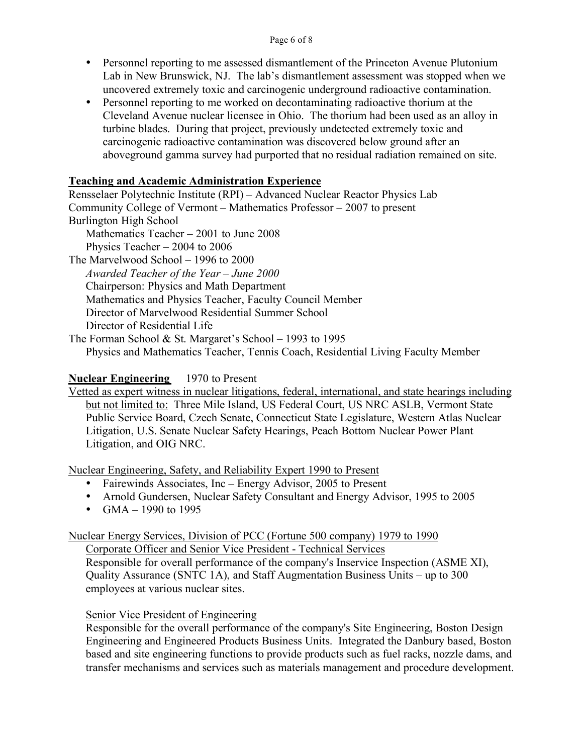- Personnel reporting to me assessed dismantlement of the Princeton Avenue Plutonium Lab in New Brunswick, NJ. The lab's dismantlement assessment was stopped when we uncovered extremely toxic and carcinogenic underground radioactive contamination.
- Personnel reporting to me worked on decontaminating radioactive thorium at the Cleveland Avenue nuclear licensee in Ohio. The thorium had been used as an alloy in turbine blades. During that project, previously undetected extremely toxic and carcinogenic radioactive contamination was discovered below ground after an aboveground gamma survey had purported that no residual radiation remained on site.

**Teaching and Academic Administration Experience**

Rensselaer Polytechnic Institute (RPI) – Advanced Nuclear Reactor Physics Lab
Community College of Vermont – Mathematics Professor – 2007 to present
Burlington High School
  Mathematics Teacher – 2001 to June 2008
  Physics Teacher – 2004 to 2006
The Marvelwood School – 1996 to 2000
  *Awarded Teacher of the Year – June 2000*
  Chairperson: Physics and Math Department
  Mathematics and Physics Teacher, Faculty Council Member
  Director of Marvelwood Residential Summer School
  Director of Residential Life
The Forman School & St. Margaret's School – 1993 to 1995
  Physics and Mathematics Teacher, Tennis Coach, Residential Living Faculty Member

**Nuclear Engineering** 1970 to Present

Vetted as expert witness in nuclear litigations, federal, international, and state hearings including but not limited to: Three Mile Island, US Federal Court, US NRC ASLB, Vermont State Public Service Board, Czech Senate, Connecticut State Legislature, Western Atlas Nuclear Litigation, U.S. Senate Nuclear Safety Hearings, Peach Bottom Nuclear Power Plant Litigation, and OIG NRC.

Nuclear Engineering, Safety, and Reliability Expert 1990 to Present

- Fairewinds Associates, Inc – Energy Advisor, 2005 to Present
- Arnold Gundersen, Nuclear Safety Consultant and Energy Advisor, 1995 to 2005
- GMA – 1990 to 1995

Nuclear Energy Services, Division of PCC (Fortune 500 company) 1979 to 1990

Corporate Officer and Senior Vice President - Technical Services
Responsible for overall performance of the company's Inservice Inspection (ASME XI), Quality Assurance (SNTC 1A), and Staff Augmentation Business Units – up to 300 employees at various nuclear sites.

Senior Vice President of Engineering
Responsible for the overall performance of the company's Site Engineering, Boston Design Engineering and Engineered Products Business Units. Integrated the Danbury based, Boston based and site engineering functions to provide products such as fuel racks, nozzle dams, and transfer mechanisms and services such as materials management and procedure development.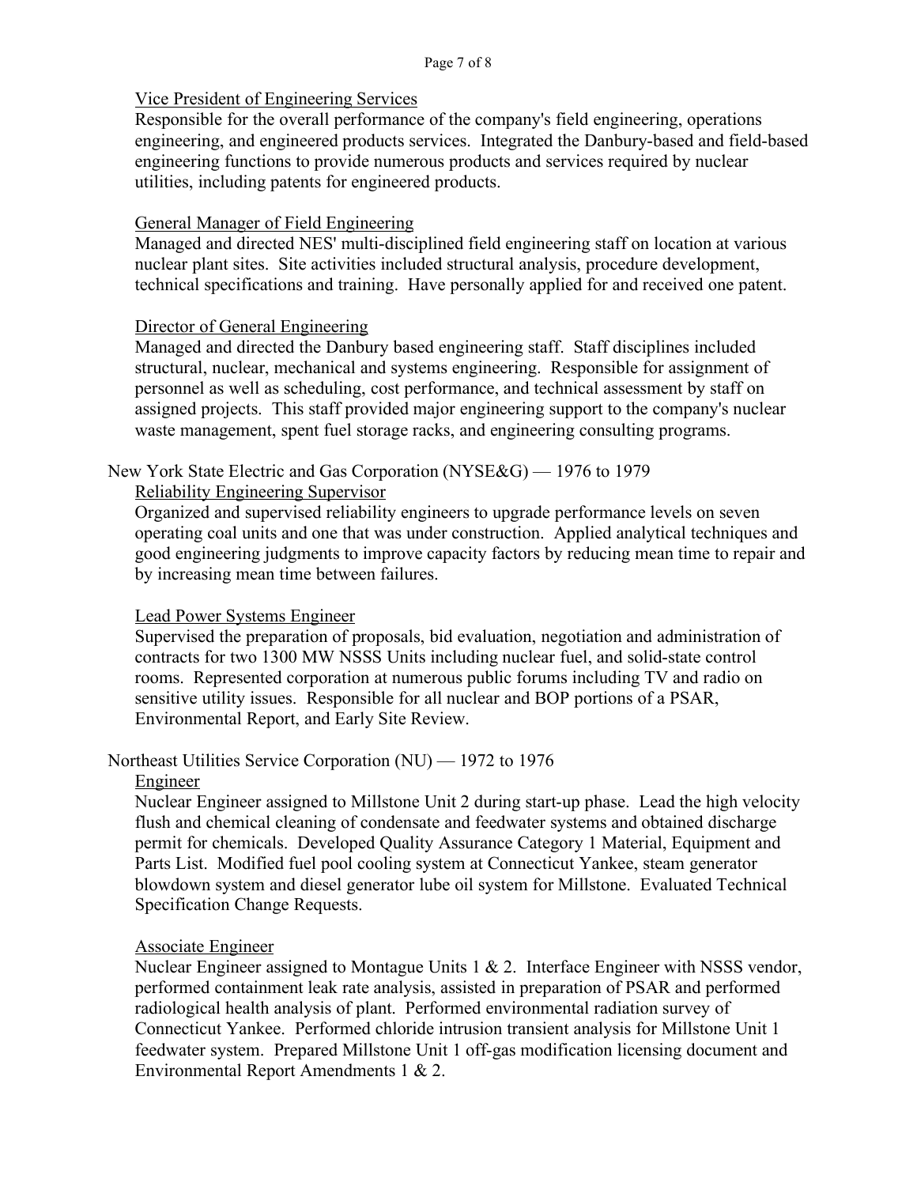<u>Vice President of Engineering Services</u>

Responsible for the overall performance of the company's field engineering, operations engineering, and engineered products services. Integrated the Danbury-based and field-based engineering functions to provide numerous products and services required by nuclear utilities, including patents for engineered products.

<u>General Manager of Field Engineering</u>

Managed and directed NES' multi-disciplined field engineering staff on location at various nuclear plant sites. Site activities included structural analysis, procedure development, technical specifications and training. Have personally applied for and received one patent.

<u>Director of General Engineering</u>

Managed and directed the Danbury based engineering staff. Staff disciplines included structural, nuclear, mechanical and systems engineering. Responsible for assignment of personnel as well as scheduling, cost performance, and technical assessment by staff on assigned projects. This staff provided major engineering support to the company's nuclear waste management, spent fuel storage racks, and engineering consulting programs.

New York State Electric and Gas Corporation (NYSE&G) — 1976 to 1979

<u>Reliability Engineering Supervisor</u>

Organized and supervised reliability engineers to upgrade performance levels on seven operating coal units and one that was under construction. Applied analytical techniques and good engineering judgments to improve capacity factors by reducing mean time to repair and by increasing mean time between failures.

<u>Lead Power Systems Engineer</u>

Supervised the preparation of proposals, bid evaluation, negotiation and administration of contracts for two 1300 MW NSSS Units including nuclear fuel, and solid-state control rooms. Represented corporation at numerous public forums including TV and radio on sensitive utility issues. Responsible for all nuclear and BOP portions of a PSAR, Environmental Report, and Early Site Review.

Northeast Utilities Service Corporation (NU) — 1972 to 1976

<u>Engineer</u>

Nuclear Engineer assigned to Millstone Unit 2 during start-up phase. Lead the high velocity flush and chemical cleaning of condensate and feedwater systems and obtained discharge permit for chemicals. Developed Quality Assurance Category 1 Material, Equipment and Parts List. Modified fuel pool cooling system at Connecticut Yankee, steam generator blowdown system and diesel generator lube oil system for Millstone. Evaluated Technical Specification Change Requests.

<u>Associate Engineer</u>

Nuclear Engineer assigned to Montague Units 1 & 2. Interface Engineer with NSSS vendor, performed containment leak rate analysis, assisted in preparation of PSAR and performed radiological health analysis of plant. Performed environmental radiation survey of Connecticut Yankee. Performed chloride intrusion transient analysis for Millstone Unit 1 feedwater system. Prepared Millstone Unit 1 off-gas modification licensing document and Environmental Report Amendments 1 & 2.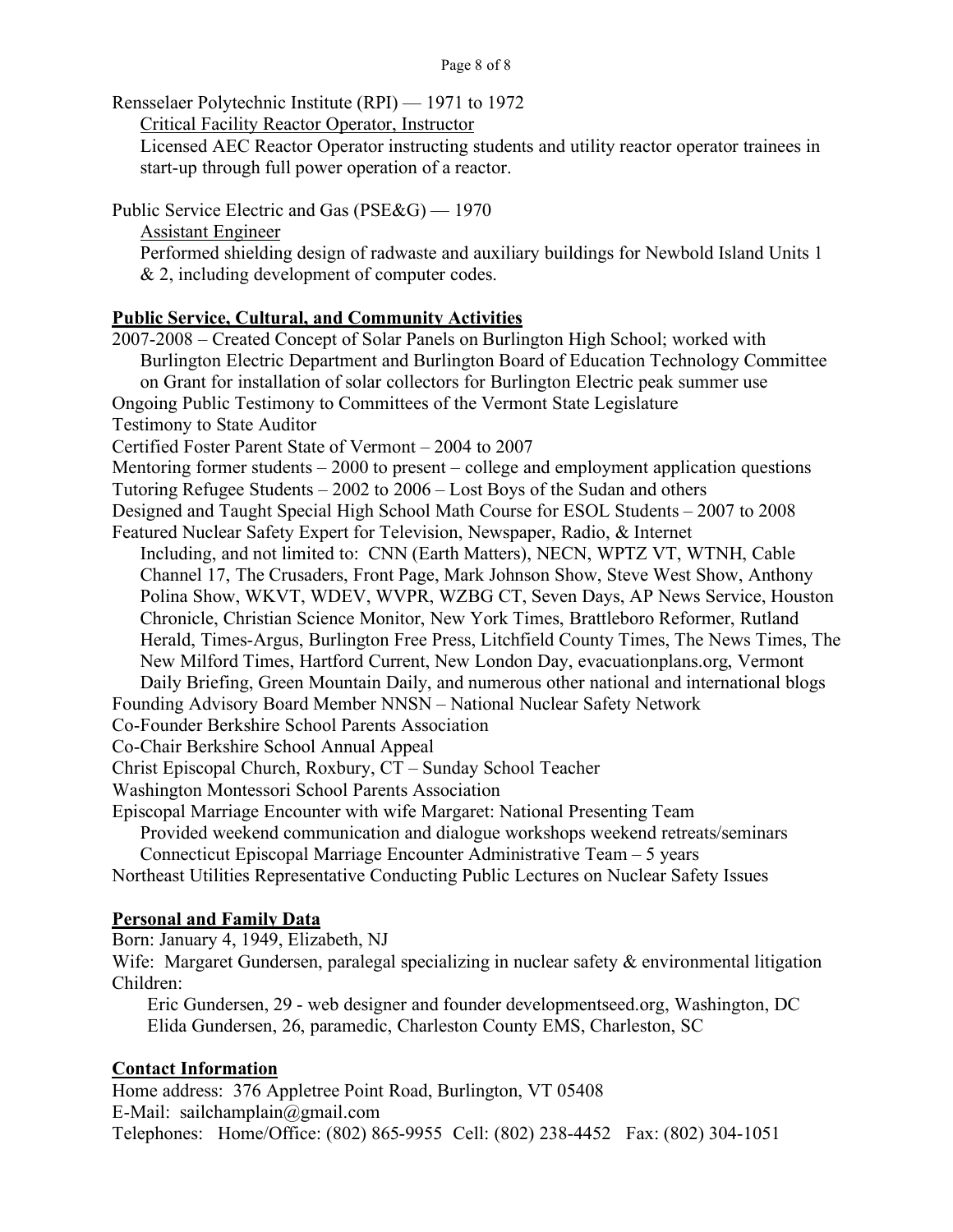Rensselaer Polytechnic Institute (RPI) — 1971 to 1972

Critical Facility Reactor Operator, Instructor

Licensed AEC Reactor Operator instructing students and utility reactor operator trainees in start-up through full power operation of a reactor.

Public Service Electric and Gas (PSE&G) — 1970

Assistant Engineer

Performed shielding design of radwaste and auxiliary buildings for Newbold Island Units 1 & 2, including development of computer codes.

## Public Service, Cultural, and Community Activities

2007-2008 – Created Concept of Solar Panels on Burlington High School; worked with Burlington Electric Department and Burlington Board of Education Technology Committee on Grant for installation of solar collectors for Burlington Electric peak summer use

Ongoing Public Testimony to Committees of the Vermont State Legislature

Testimony to State Auditor

Certified Foster Parent State of Vermont – 2004 to 2007

Mentoring former students – 2000 to present – college and employment application questions

Tutoring Refugee Students – 2002 to 2006 – Lost Boys of the Sudan and others

Designed and Taught Special High School Math Course for ESOL Students – 2007 to 2008

Featured Nuclear Safety Expert for Television, Newspaper, Radio, & Internet

Including, and not limited to: CNN (Earth Matters), NECN, WPTZ VT, WTNH, Cable Channel 17, The Crusaders, Front Page, Mark Johnson Show, Steve West Show, Anthony Polina Show, WKVT, WDEV, WVPR, WZBG CT, Seven Days, AP News Service, Houston Chronicle, Christian Science Monitor, New York Times, Brattleboro Reformer, Rutland Herald, Times-Argus, Burlington Free Press, Litchfield County Times, The News Times, The New Milford Times, Hartford Current, New London Day, evacuationplans.org, Vermont Daily Briefing, Green Mountain Daily, and numerous other national and international blogs

Founding Advisory Board Member NNSN – National Nuclear Safety Network

Co-Founder Berkshire School Parents Association

Co-Chair Berkshire School Annual Appeal

Christ Episcopal Church, Roxbury, CT – Sunday School Teacher

Washington Montessori School Parents Association

Episcopal Marriage Encounter with wife Margaret: National Presenting Team

Provided weekend communication and dialogue workshops weekend retreats/seminars

Connecticut Episcopal Marriage Encounter Administrative Team – 5 years

Northeast Utilities Representative Conducting Public Lectures on Nuclear Safety Issues

## Personal and Family Data

Born: January 4, 1949, Elizabeth, NJ

Wife: Margaret Gundersen, paralegal specializing in nuclear safety & environmental litigation

Children:

Eric Gundersen, 29 - web designer and founder developmentseed.org, Washington, DC

Elida Gundersen, 26, paramedic, Charleston County EMS, Charleston, SC

## Contact Information

Home address: 376 Appletree Point Road, Burlington, VT 05408

E-Mail: sailchamplain@gmail.com

Telephones: Home/Office: (802) 865-9955 Cell: (802) 238-4452 Fax: (802) 304-1051